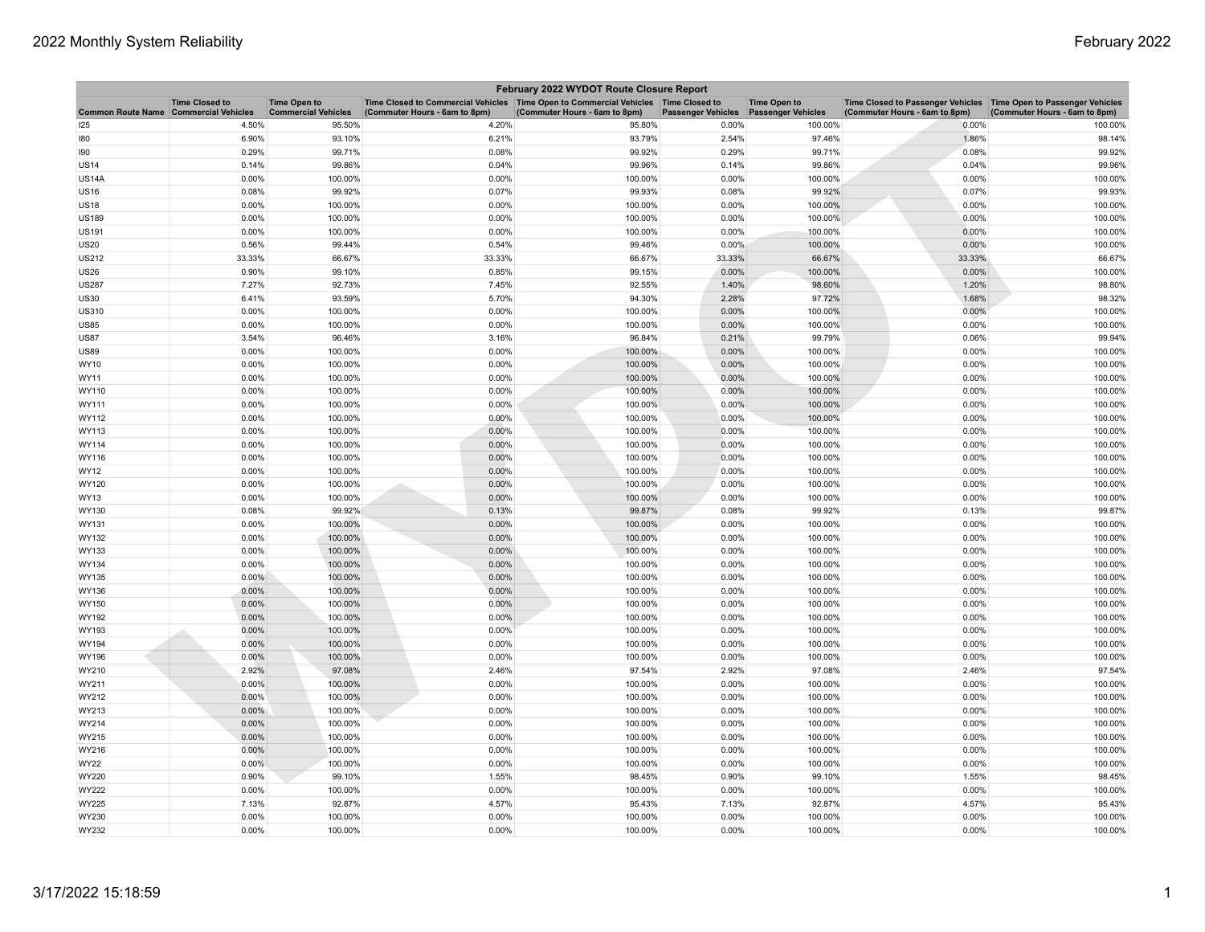## February 2022 WYDOT Route Closure Report

| Common Route Name | Time Closed to Commercial Vehicles | Time Open to Commercial Vehicles | Time Closed to Commercial Vehicles (Commuter Hours - 6am to 8pm) | Time Open to Commercial Vehicles (Commuter Hours - 6am to 8pm) | Time Closed to Passenger Vehicles | Time Open to Passenger Vehicles | Time Closed to Passenger Vehicles (Commuter Hours - 6am to 8pm) | Time Open to Passenger Vehicles (Commuter Hours - 6am to 8pm) |
|---|---|---|---|---|---|---|---|---|
| I25 | 4.50% | 95.50% | 4.20% | 95.80% | 0.00% | 100.00% | 0.00% | 100.00% |
| I80 | 6.90% | 93.10% | 6.21% | 93.79% | 2.54% | 97.46% | 1.86% | 98.14% |
| I90 | 0.29% | 99.71% | 0.08% | 99.92% | 0.29% | 99.71% | 0.08% | 99.92% |
| US14 | 0.14% | 99.86% | 0.04% | 99.96% | 0.14% | 99.86% | 0.04% | 99.96% |
| US14A | 0.00% | 100.00% | 0.00% | 100.00% | 0.00% | 100.00% | 0.00% | 100.00% |
| US16 | 0.08% | 99.92% | 0.07% | 99.93% | 0.08% | 99.92% | 0.07% | 99.93% |
| US18 | 0.00% | 100.00% | 0.00% | 100.00% | 0.00% | 100.00% | 0.00% | 100.00% |
| US189 | 0.00% | 100.00% | 0.00% | 100.00% | 0.00% | 100.00% | 0.00% | 100.00% |
| US191 | 0.00% | 100.00% | 0.00% | 100.00% | 0.00% | 100.00% | 0.00% | 100.00% |
| US20 | 0.56% | 99.44% | 0.54% | 99.46% | 0.00% | 100.00% | 0.00% | 100.00% |
| US212 | 33.33% | 66.67% | 33.33% | 66.67% | 33.33% | 66.67% | 33.33% | 66.67% |
| US26 | 0.90% | 99.10% | 0.85% | 99.15% | 0.00% | 100.00% | 0.00% | 100.00% |
| US287 | 7.27% | 92.73% | 7.45% | 92.55% | 1.40% | 98.60% | 1.20% | 98.80% |
| US30 | 6.41% | 93.59% | 5.70% | 94.30% | 2.28% | 97.72% | 1.68% | 98.32% |
| US310 | 0.00% | 100.00% | 0.00% | 100.00% | 0.00% | 100.00% | 0.00% | 100.00% |
| US85 | 0.00% | 100.00% | 0.00% | 100.00% | 0.00% | 100.00% | 0.00% | 100.00% |
| US87 | 3.54% | 96.46% | 3.16% | 96.84% | 0.21% | 99.79% | 0.06% | 99.94% |
| US89 | 0.00% | 100.00% | 0.00% | 100.00% | 0.00% | 100.00% | 0.00% | 100.00% |
| WY10 | 0.00% | 100.00% | 0.00% | 100.00% | 0.00% | 100.00% | 0.00% | 100.00% |
| WY11 | 0.00% | 100.00% | 0.00% | 100.00% | 0.00% | 100.00% | 0.00% | 100.00% |
| WY110 | 0.00% | 100.00% | 0.00% | 100.00% | 0.00% | 100.00% | 0.00% | 100.00% |
| WY111 | 0.00% | 100.00% | 0.00% | 100.00% | 0.00% | 100.00% | 0.00% | 100.00% |
| WY112 | 0.00% | 100.00% | 0.00% | 100.00% | 0.00% | 100.00% | 0.00% | 100.00% |
| WY113 | 0.00% | 100.00% | 0.00% | 100.00% | 0.00% | 100.00% | 0.00% | 100.00% |
| WY114 | 0.00% | 100.00% | 0.00% | 100.00% | 0.00% | 100.00% | 0.00% | 100.00% |
| WY116 | 0.00% | 100.00% | 0.00% | 100.00% | 0.00% | 100.00% | 0.00% | 100.00% |
| WY12 | 0.00% | 100.00% | 0.00% | 100.00% | 0.00% | 100.00% | 0.00% | 100.00% |
| WY120 | 0.00% | 100.00% | 0.00% | 100.00% | 0.00% | 100.00% | 0.00% | 100.00% |
| WY13 | 0.00% | 100.00% | 0.00% | 100.00% | 0.00% | 100.00% | 0.00% | 100.00% |
| WY130 | 0.08% | 99.92% | 0.13% | 99.87% | 0.08% | 99.92% | 0.13% | 99.87% |
| WY131 | 0.00% | 100.00% | 0.00% | 100.00% | 0.00% | 100.00% | 0.00% | 100.00% |
| WY132 | 0.00% | 100.00% | 0.00% | 100.00% | 0.00% | 100.00% | 0.00% | 100.00% |
| WY133 | 0.00% | 100.00% | 0.00% | 100.00% | 0.00% | 100.00% | 0.00% | 100.00% |
| WY134 | 0.00% | 100.00% | 0.00% | 100.00% | 0.00% | 100.00% | 0.00% | 100.00% |
| WY135 | 0.00% | 100.00% | 0.00% | 100.00% | 0.00% | 100.00% | 0.00% | 100.00% |
| WY136 | 0.00% | 100.00% | 0.00% | 100.00% | 0.00% | 100.00% | 0.00% | 100.00% |
| WY150 | 0.00% | 100.00% | 0.00% | 100.00% | 0.00% | 100.00% | 0.00% | 100.00% |
| WY192 | 0.00% | 100.00% | 0.00% | 100.00% | 0.00% | 100.00% | 0.00% | 100.00% |
| WY193 | 0.00% | 100.00% | 0.00% | 100.00% | 0.00% | 100.00% | 0.00% | 100.00% |
| WY194 | 0.00% | 100.00% | 0.00% | 100.00% | 0.00% | 100.00% | 0.00% | 100.00% |
| WY196 | 0.00% | 100.00% | 0.00% | 100.00% | 0.00% | 100.00% | 0.00% | 100.00% |
| WY210 | 2.92% | 97.08% | 2.46% | 97.54% | 2.92% | 97.08% | 2.46% | 97.54% |
| WY211 | 0.00% | 100.00% | 0.00% | 100.00% | 0.00% | 100.00% | 0.00% | 100.00% |
| WY212 | 0.00% | 100.00% | 0.00% | 100.00% | 0.00% | 100.00% | 0.00% | 100.00% |
| WY213 | 0.00% | 100.00% | 0.00% | 100.00% | 0.00% | 100.00% | 0.00% | 100.00% |
| WY214 | 0.00% | 100.00% | 0.00% | 100.00% | 0.00% | 100.00% | 0.00% | 100.00% |
| WY215 | 0.00% | 100.00% | 0.00% | 100.00% | 0.00% | 100.00% | 0.00% | 100.00% |
| WY216 | 0.00% | 100.00% | 0.00% | 100.00% | 0.00% | 100.00% | 0.00% | 100.00% |
| WY22 | 0.00% | 100.00% | 0.00% | 100.00% | 0.00% | 100.00% | 0.00% | 100.00% |
| WY220 | 0.90% | 99.10% | 1.55% | 98.45% | 0.90% | 99.10% | 1.55% | 98.45% |
| WY222 | 0.00% | 100.00% | 0.00% | 100.00% | 0.00% | 100.00% | 0.00% | 100.00% |
| WY225 | 7.13% | 92.87% | 4.57% | 95.43% | 7.13% | 92.87% | 4.57% | 95.43% |
| WY230 | 0.00% | 100.00% | 0.00% | 100.00% | 0.00% | 100.00% | 0.00% | 100.00% |
| WY232 | 0.00% | 100.00% | 0.00% | 100.00% | 0.00% | 100.00% | 0.00% | 100.00% |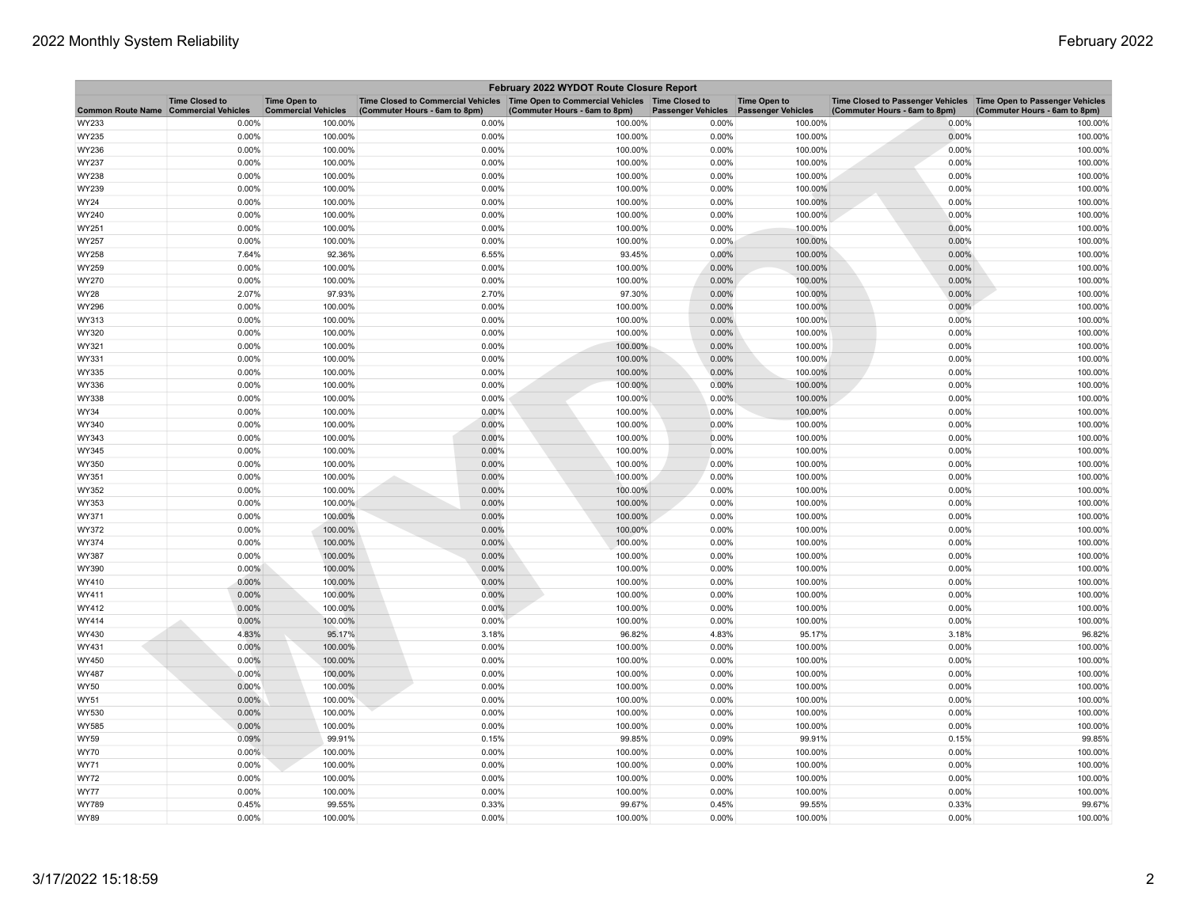| February 2022 WYDOT Route Closure Report | | | | | | | | |
|---|---|---|---|---|---|---|---|---|
| Common Route Name | Time Closed to Commercial Vehicles | Time Open to Commercial Vehicles | Time Closed to Commercial Vehicles (Commuter Hours - 6am to 8pm) | Time Open to Commercial Vehicles (Commuter Hours - 6am to 8pm) | Time Closed to Passenger Vehicles | Time Open to Passenger Vehicles | Time Closed to Passenger Vehicles (Commuter Hours - 6am to 8pm) | Time Open to Passenger Vehicles (Commuter Hours - 6am to 8pm) |
| WY233 | 0.00% | 100.00% | 0.00% | 100.00% | 0.00% | 100.00% | 0.00% | 100.00% |
| WY235 | 0.00% | 100.00% | 0.00% | 100.00% | 0.00% | 100.00% | 0.00% | 100.00% |
| WY236 | 0.00% | 100.00% | 0.00% | 100.00% | 0.00% | 100.00% | 0.00% | 100.00% |
| WY237 | 0.00% | 100.00% | 0.00% | 100.00% | 0.00% | 100.00% | 0.00% | 100.00% |
| WY238 | 0.00% | 100.00% | 0.00% | 100.00% | 0.00% | 100.00% | 0.00% | 100.00% |
| WY239 | 0.00% | 100.00% | 0.00% | 100.00% | 0.00% | 100.00% | 0.00% | 100.00% |
| WY24 | 0.00% | 100.00% | 0.00% | 100.00% | 0.00% | 100.00% | 0.00% | 100.00% |
| WY240 | 0.00% | 100.00% | 0.00% | 100.00% | 0.00% | 100.00% | 0.00% | 100.00% |
| WY251 | 0.00% | 100.00% | 0.00% | 100.00% | 0.00% | 100.00% | 0.00% | 100.00% |
| WY257 | 0.00% | 100.00% | 0.00% | 100.00% | 0.00% | 100.00% | 0.00% | 100.00% |
| WY258 | 7.64% | 92.36% | 6.55% | 93.45% | 0.00% | 100.00% | 0.00% | 100.00% |
| WY259 | 0.00% | 100.00% | 0.00% | 100.00% | 0.00% | 100.00% | 0.00% | 100.00% |
| WY270 | 0.00% | 100.00% | 0.00% | 100.00% | 0.00% | 100.00% | 0.00% | 100.00% |
| WY28 | 2.07% | 97.93% | 2.70% | 97.30% | 0.00% | 100.00% | 0.00% | 100.00% |
| WY296 | 0.00% | 100.00% | 0.00% | 100.00% | 0.00% | 100.00% | 0.00% | 100.00% |
| WY313 | 0.00% | 100.00% | 0.00% | 100.00% | 0.00% | 100.00% | 0.00% | 100.00% |
| WY320 | 0.00% | 100.00% | 0.00% | 100.00% | 0.00% | 100.00% | 0.00% | 100.00% |
| WY321 | 0.00% | 100.00% | 0.00% | 100.00% | 0.00% | 100.00% | 0.00% | 100.00% |
| WY331 | 0.00% | 100.00% | 0.00% | 100.00% | 0.00% | 100.00% | 0.00% | 100.00% |
| WY335 | 0.00% | 100.00% | 0.00% | 100.00% | 0.00% | 100.00% | 0.00% | 100.00% |
| WY336 | 0.00% | 100.00% | 0.00% | 100.00% | 0.00% | 100.00% | 0.00% | 100.00% |
| WY338 | 0.00% | 100.00% | 0.00% | 100.00% | 0.00% | 100.00% | 0.00% | 100.00% |
| WY34 | 0.00% | 100.00% | 0.00% | 100.00% | 0.00% | 100.00% | 0.00% | 100.00% |
| WY340 | 0.00% | 100.00% | 0.00% | 100.00% | 0.00% | 100.00% | 0.00% | 100.00% |
| WY343 | 0.00% | 100.00% | 0.00% | 100.00% | 0.00% | 100.00% | 0.00% | 100.00% |
| WY345 | 0.00% | 100.00% | 0.00% | 100.00% | 0.00% | 100.00% | 0.00% | 100.00% |
| WY350 | 0.00% | 100.00% | 0.00% | 100.00% | 0.00% | 100.00% | 0.00% | 100.00% |
| WY351 | 0.00% | 100.00% | 0.00% | 100.00% | 0.00% | 100.00% | 0.00% | 100.00% |
| WY352 | 0.00% | 100.00% | 0.00% | 100.00% | 0.00% | 100.00% | 0.00% | 100.00% |
| WY353 | 0.00% | 100.00% | 0.00% | 100.00% | 0.00% | 100.00% | 0.00% | 100.00% |
| WY371 | 0.00% | 100.00% | 0.00% | 100.00% | 0.00% | 100.00% | 0.00% | 100.00% |
| WY372 | 0.00% | 100.00% | 0.00% | 100.00% | 0.00% | 100.00% | 0.00% | 100.00% |
| WY374 | 0.00% | 100.00% | 0.00% | 100.00% | 0.00% | 100.00% | 0.00% | 100.00% |
| WY387 | 0.00% | 100.00% | 0.00% | 100.00% | 0.00% | 100.00% | 0.00% | 100.00% |
| WY390 | 0.00% | 100.00% | 0.00% | 100.00% | 0.00% | 100.00% | 0.00% | 100.00% |
| WY410 | 0.00% | 100.00% | 0.00% | 100.00% | 0.00% | 100.00% | 0.00% | 100.00% |
| WY411 | 0.00% | 100.00% | 0.00% | 100.00% | 0.00% | 100.00% | 0.00% | 100.00% |
| WY412 | 0.00% | 100.00% | 0.00% | 100.00% | 0.00% | 100.00% | 0.00% | 100.00% |
| WY414 | 0.00% | 100.00% | 0.00% | 100.00% | 0.00% | 100.00% | 0.00% | 100.00% |
| WY430 | 4.83% | 95.17% | 3.18% | 96.82% | 4.83% | 95.17% | 3.18% | 96.82% |
| WY431 | 0.00% | 100.00% | 0.00% | 100.00% | 0.00% | 100.00% | 0.00% | 100.00% |
| WY450 | 0.00% | 100.00% | 0.00% | 100.00% | 0.00% | 100.00% | 0.00% | 100.00% |
| WY487 | 0.00% | 100.00% | 0.00% | 100.00% | 0.00% | 100.00% | 0.00% | 100.00% |
| WY50 | 0.00% | 100.00% | 0.00% | 100.00% | 0.00% | 100.00% | 0.00% | 100.00% |
| WY51 | 0.00% | 100.00% | 0.00% | 100.00% | 0.00% | 100.00% | 0.00% | 100.00% |
| WY530 | 0.00% | 100.00% | 0.00% | 100.00% | 0.00% | 100.00% | 0.00% | 100.00% |
| WY585 | 0.00% | 100.00% | 0.00% | 100.00% | 0.00% | 100.00% | 0.00% | 100.00% |
| WY59 | 0.09% | 99.91% | 0.15% | 99.85% | 0.09% | 99.91% | 0.15% | 99.85% |
| WY70 | 0.00% | 100.00% | 0.00% | 100.00% | 0.00% | 100.00% | 0.00% | 100.00% |
| WY71 | 0.00% | 100.00% | 0.00% | 100.00% | 0.00% | 100.00% | 0.00% | 100.00% |
| WY72 | 0.00% | 100.00% | 0.00% | 100.00% | 0.00% | 100.00% | 0.00% | 100.00% |
| WY77 | 0.00% | 100.00% | 0.00% | 100.00% | 0.00% | 100.00% | 0.00% | 100.00% |
| WY789 | 0.45% | 99.55% | 0.33% | 99.67% | 0.45% | 99.55% | 0.33% | 99.67% |
| WY89 | 0.00% | 100.00% | 0.00% | 100.00% | 0.00% | 100.00% | 0.00% | 100.00% |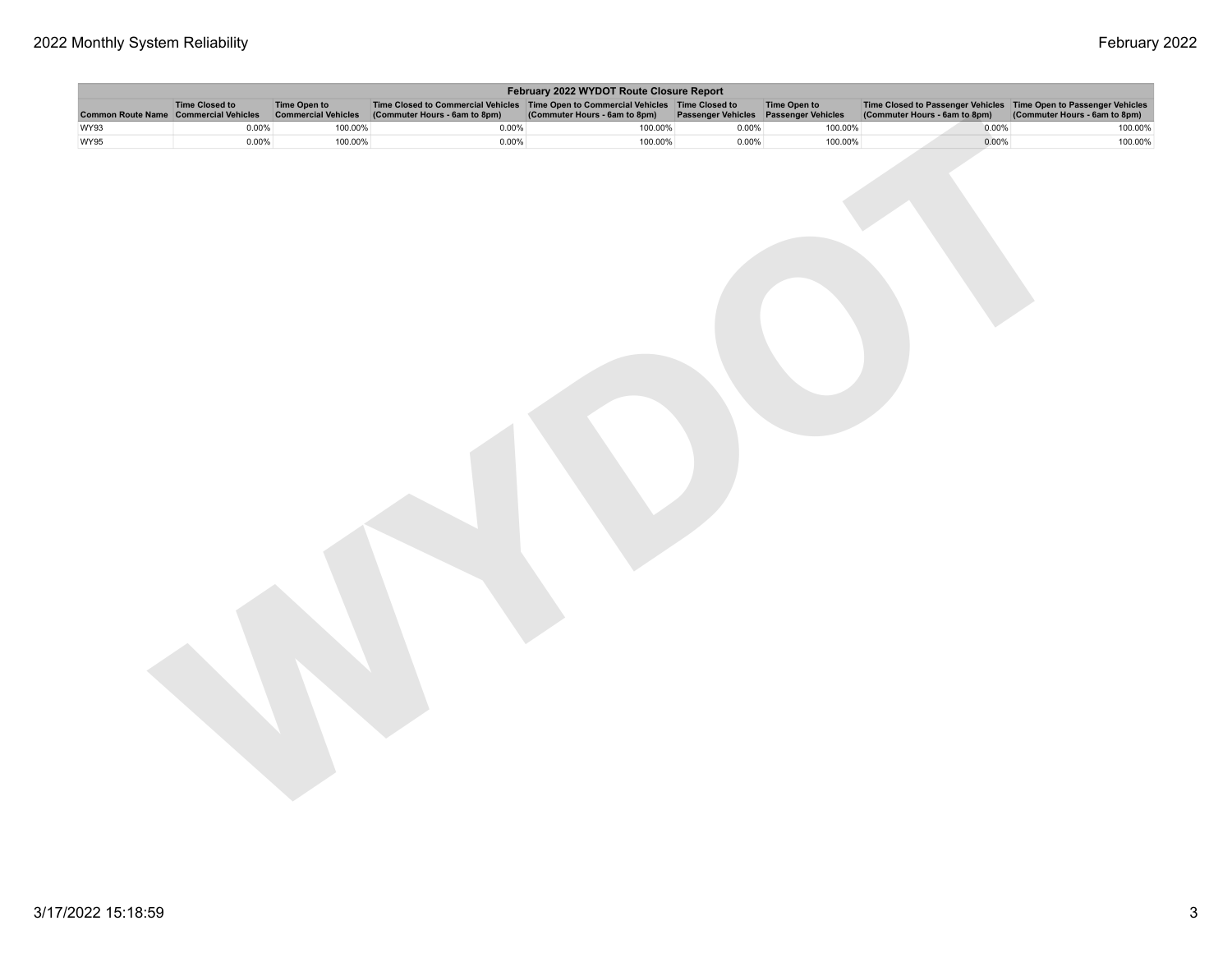| February 2022 WYDOT Route Closure Report | | | | | | | | |
|---|---|---|---|---|---|---|---|---|
| Common Route Name | Time Closed to Commercial Vehicles | Time Open to Commercial Vehicles | Time Closed to Commercial Vehicles (Commuter Hours - 6am to 8pm) | Time Open to Commercial Vehicles (Commuter Hours - 6am to 8pm) | Time Closed to Passenger Vehicles | Time Open to Passenger Vehicles | Time Closed to Passenger Vehicles (Commuter Hours - 6am to 8pm) | Time Open to Passenger Vehicles (Commuter Hours - 6am to 8pm) |
| WY93 | 0.00% | 100.00% | 0.00% | 100.00% | 0.00% | 100.00% | 0.00% | 100.00% |
| WY95 | 0.00% | 100.00% | 0.00% | 100.00% | 0.00% | 100.00% | 0.00% | 100.00% |